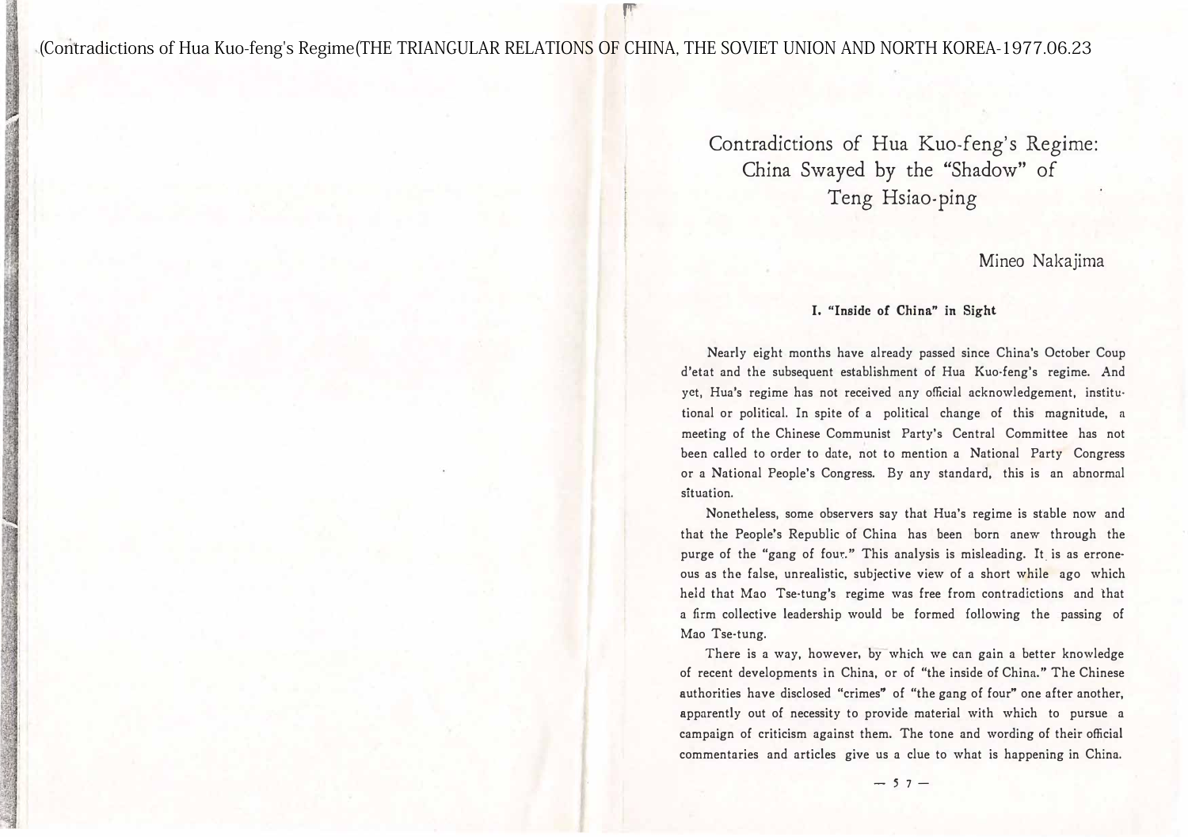# Contradictions of Hua Kuo-feng's Regime: China Swayed by the "Shadow" of Teng Hsiao-ping

Mineo Nakajima

## I. "Inside of China" in Sight

Nearly eight months have already passed since China's October Coup d'etat and the subsequent establishment of Hua Kuo-feng's regime. And yet, Hua's regime has not received any official acknowledgement, institutional or political. In spite of a political change of this magnitude, a meeting of the Chinese Communist Party's Central Committee has not been called to order to date, not to mention a National Party Congress or a National People's Congress. By any standard, this is an abnormal situation.

Nonetheless, some observers say that Hua's regime is stable now and that the People's Republic of China has been born anew through the purge of the "gang of four." This analysis is misleading. It is as erroneous as the false, unrealistic, subjective view of a short while ago which held that Mao Tse-tung's regime was free from contradictions and that a firm collective leadership would be formed following the passing of Mao Tse-tung.

There is a way, however, by which we can gain a better knowledge of recent developments in China, or of "the inside of China." The Chinese authorities have disclosed "crimes" of "the gang of four" one after another, apparently out of necessity to provide material with which to pursue a campaign of criticism against them. The tone and wording of their official commentaries and articles give us a clue to what is happening in China.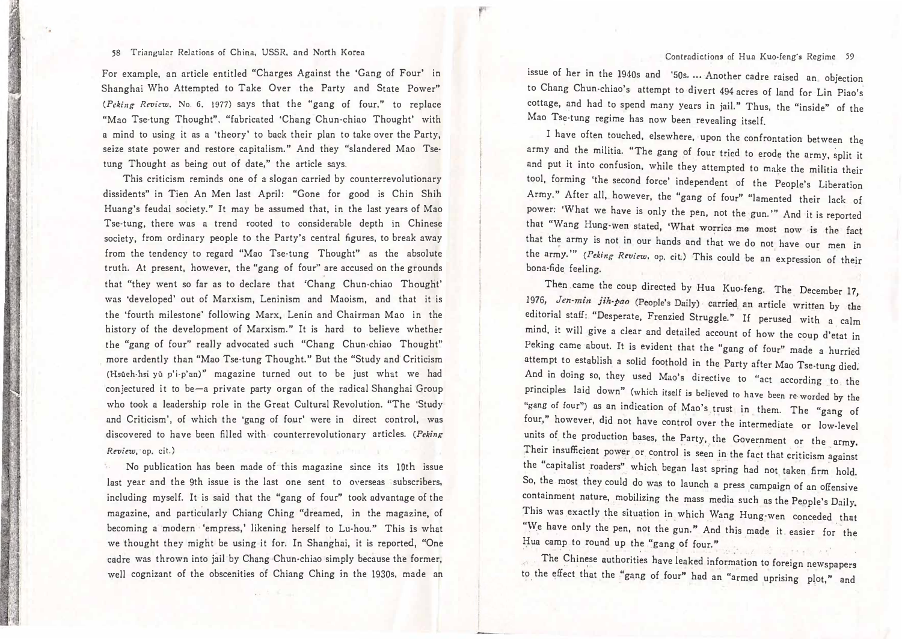For example, an article entitled "Charges Against the 'Gang of Four' in Shanghai Who Attempted to Take Over the Party and State Power" (*Peking Review*, No. 6, 1977) says that the "gang of four," to replace "Mao Tse-tung Thought", "fabricated 'Chang Chun-chiao Thought' with a mind to using it as a 'theory' to back their plan to take over the Party, seize state power and restore capitalism." And they "slandered Mao Tse-tung Thought as being out of date," the article says.

This criticism reminds one of a slogan carried by counterrevolutionary dissidents" in Tien An Men last April: "Gone for good is Chin Shih Huang's feudal society." It may be assumed that, in the last years of Mao Tse-tung, there was a trend rooted to considerable depth in Chinese society, from ordinary people to the Party's central figures, to break away from the tendency to regard "Mao Tse-tung Thought" as the absolute truth. At present, however, the "gang of four" are accused on the grounds that "they went so far as to declare that 'Chang Chun-chiao Thought' was 'developed' out of Marxism, Leninism and Maoism, and that it is the 'fourth milestone' following Marx, Lenin and Chairman Mao in the history of the development of Marxism." It is hard to believe whether the "gang of four" really advocated such "Chang Chun-chiao Thought" more ardently than "Mao Tse-tung Thought." But the "Study and Criticism (Hsüeh-hsi yü p'i-p'an)" magazine turned out to be just what we had conjectured it to be—a private party organ of the radical Shanghai Group who took a leadership role in the Great Cultural Revolution. "The 'Study and Criticism', of which the 'gang of four' were in direct control, was discovered to have been filled with counterrevolutionary articles. (*Peking Review*, op. cit.)

No publication has been made of this magazine since its 10th issue last year and the 9th issue is the last one sent to overseas subscribers, including myself. It is said that the "gang of four" took advantage of the magazine, and particularly Chiang Ching "dreamed, in the magazine, of becoming a modern 'empress,' likening herself to Lu-hou." This is what we thought they might be using it for. In Shanghai, it is reported, "One cadre was thrown into jail by Chang Chun-chiao simply because the former, well cognizant of the obscenities of Chiang Ching in the 1930s, made an issue of her in the 1940s and '50s. ... Another cadre raised an objection to Chang Chun-chiao's attempt to divert 494 acres of land for Lin Piao's cottage, and had to spend many years in jail." Thus, the "inside" of the Mao Tse-tung regime has now been revealing itself.

I have often touched, elsewhere, upon the confrontation between the army and the militia. "The gang of four tried to erode the army, split it and put it into confusion, while they attempted to make the militia their tool, forming 'the second force' independent of the People's Liberation Army." After all, however, the "gang of four" "lamented their lack of power: 'What we have is only the pen, not the gun.'" And it is reported that "Wang Hung-wen stated, 'What worries me most now is the fact that the army is not in our hands and that we do not have our men in the army.'" (*Peking Review*, op. cit.) This could be an expression of their bona-fide feeling.

Then came the coup directed by Hua Kuo-feng. The December 17, 1976, *Jen-min jih-pao* (People's Daily) carried an article written by the editorial staff: "Desperate, Frenzied Struggle." If perused with a calm mind, it will give a clear and detailed account of how the coup d'etat in Peking came about. It is evident that the "gang of four" made a hurried attempt to establish a solid foothold in the Party after Mao Tse-tung died. And in doing so, they used Mao's directive to "act according to the principles laid down" (which itself is believed to have been re-worded by the "gang of four") as an indication of Mao's trust in them. The "gang of four," however, did not have control over the intermediate or low-level units of the production bases, the Party, the Government or the army. Their insufficient power or control is seen in the fact that criticism against the "capitalist roaders" which began last spring had not taken firm hold. So, the most they could do was to launch a press campaign of an offensive containment nature, mobilizing the mass media such as the People's Daily. This was exactly the situation in which Wang Hung-wen conceded that "We have only the pen, not the gun." And this made it easier for the Hua camp to round up the "gang of four."

The Chinese authorities have leaked information to foreign newspapers to the effect that the "gang of four" had an "armed uprising plot," and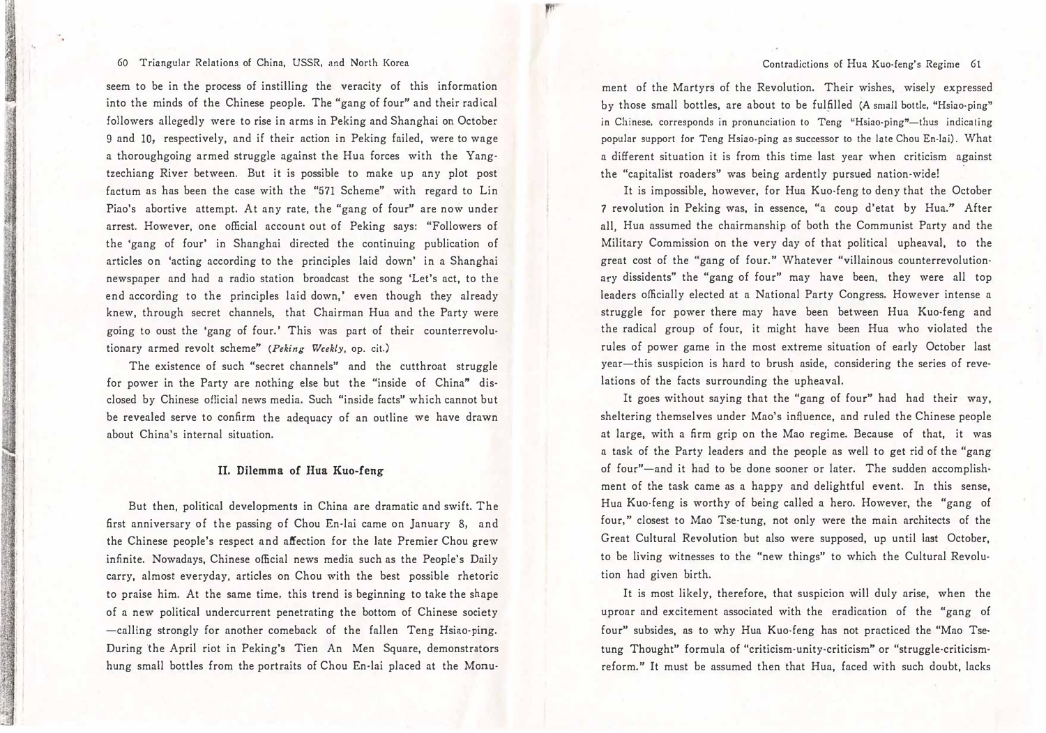seem to be in the process of instilling the veracity of this information into the minds of the Chinese people. The "gang of four" and their radical followers allegedly were to rise in arms in Peking and Shanghai on October 9 and 10, respectively, and if their action in Peking failed, were to wage a thoroughgoing armed struggle against the Hua forces with the Yangtzechiang River between. But it is possible to make up any plot post factum as has been the case with the "571 Scheme" with regard to Lin Piao's abortive attempt. At any rate, the "gang of four" are now under arrest. However, one official account out of Peking says: "Followers of the 'gang of four' in Shanghai directed the continuing publication of articles on 'acting according to the principles laid down' in a Shanghai newspaper and had a radio station broadcast the song 'Let's act, to the end according to the principles laid down,' even though they already knew, through secret channels, that Chairman Hua and the Party were going to oust the 'gang of four.' This was part of their counterrevolutionary armed revolt scheme" (*Peking Weekly*, op. cit.)

The existence of such "secret channels" and the cutthroat struggle for power in the Party are nothing else but the "inside of China" disclosed by Chinese official news media. Such "inside facts" which cannot but be revealed serve to confirm the adequacy of an outline we have drawn about China's internal situation.

## II. Dilemma of Hua Kuo-feng

But then, political developments in China are dramatic and swift. The first anniversary of the passing of Chou En-lai came on January 8, and the Chinese people's respect and affection for the late Premier Chou grew infinite. Nowadays, Chinese official news media such as the People's Daily carry, almost everyday, articles on Chou with the best possible rhetoric to praise him. At the same time, this trend is beginning to take the shape of a new political undercurrent penetrating the bottom of Chinese society—calling strongly for another comeback of the fallen Teng Hsiao-ping. During the April riot in Peking's Tien An Men Square, demonstrators hung small bottles from the portraits of Chou En-lai placed at the Monument of the Martyrs of the Revolution. Their wishes, wisely expressed by those small bottles, are about to be fulfilled (A small bottle, "Hsiao-ping" in Chinese, corresponds in pronunciation to Teng "Hsiao-ping"—thus indicating popular support for Teng Hsiao-ping as successor to the late Chou En-lai). What a different situation it is from this time last year when criticism against the "capitalist roaders" was being ardently pursued nation-wide!

It is impossible, however, for Hua Kuo-feng to deny that the October 7 revolution in Peking was, in essence, "a coup d'etat by Hua." After all, Hua assumed the chairmanship of both the Communist Party and the Military Commission on the very day of that political upheaval, to the great cost of the "gang of four." Whatever "villainous counterrevolutionary dissidents" the "gang of four" may have been, they were all top leaders officially elected at a National Party Congress. However intense a struggle for power there may have been between Hua Kuo-feng and the radical group of four, it might have been Hua who violated the rules of power game in the most extreme situation of early October last year—this suspicion is hard to brush aside, considering the series of revelations of the facts surrounding the upheaval.

It goes without saying that the "gang of four" had had their way, sheltering themselves under Mao's influence, and ruled the Chinese people at large, with a firm grip on the Mao regime. Because of that, it was a task of the Party leaders and the people as well to get rid of the "gang of four"—and it had to be done sooner or later. The sudden accomplishment of the task came as a happy and delightful event. In this sense, Hua Kuo-feng is worthy of being called a hero. However, the "gang of four," closest to Mao Tse-tung, not only were the main architects of the Great Cultural Revolution but also were supposed, up until last October, to be living witnesses to the "new things" to which the Cultural Revolution had given birth.

It is most likely, therefore, that suspicion will duly arise, when the uproar and excitement associated with the eradication of the "gang of four" subsides, as to why Hua Kuo-feng has not practiced the "Mao Tse-tung Thought" formula of "criticism-unity-criticism" or "struggle-criticism-reform." It must be assumed then that Hua, faced with such doubt, lacks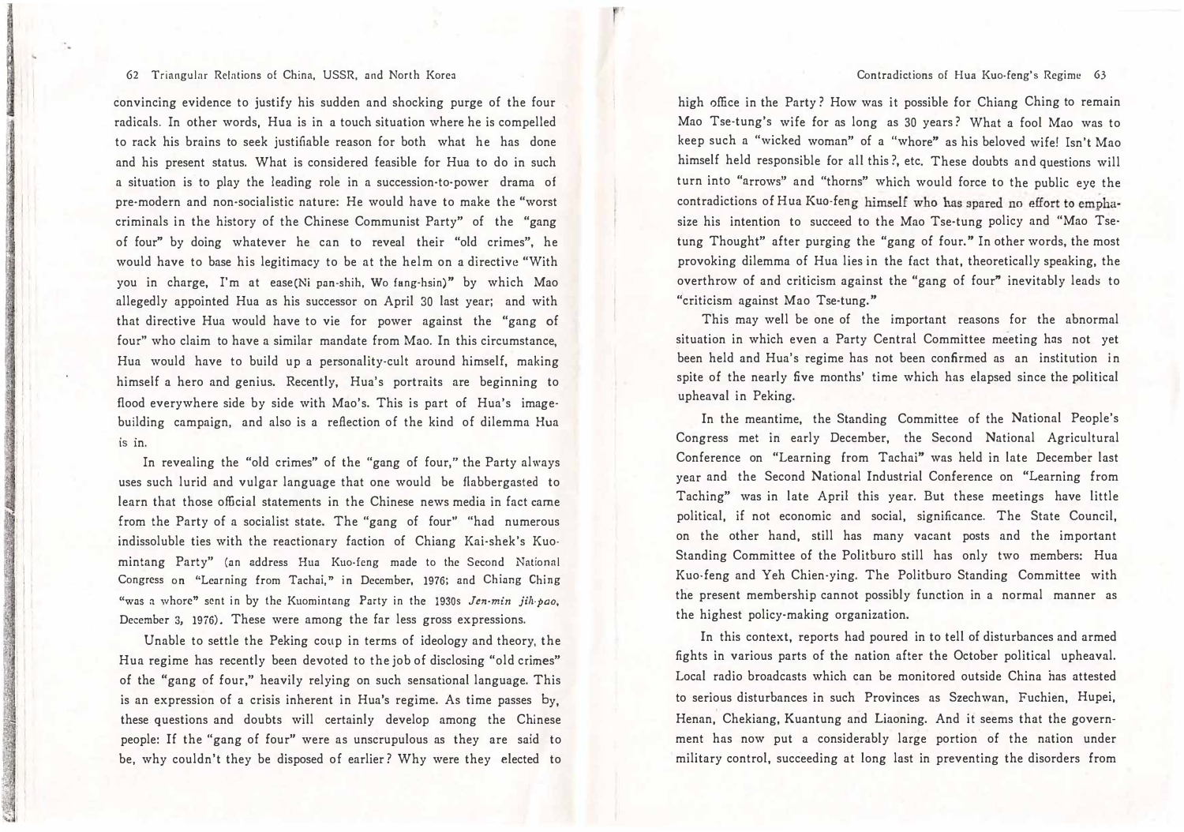convincing evidence to justify his sudden and shocking purge of the four radicals. In other words, Hua is in a touch situation where he is compelled to rack his brains to seek justifiable reason for both what he has done and his present status. What is considered feasible for Hua to do in such a situation is to play the leading role in a succession-to-power drama of pre-modern and non-socialistic nature: He would have to make the "worst criminals in the history of the Chinese Communist Party" of the "gang of four" by doing whatever he can to reveal their "old crimes", he would have to base his legitimacy to be at the helm on a directive "With you in charge, I'm at ease(Ni pan-shih, Wo fang-hsin)" by which Mao allegedly appointed Hua as his successor on April 30 last year; and with that directive Hua would have to vie for power against the "gang of four" who claim to have a similar mandate from Mao. In this circumstance, Hua would have to build up a personality-cult around himself, making himself a hero and genius. Recently, Hua's portraits are beginning to flood everywhere side by side with Mao's. This is part of Hua's image-building campaign, and also is a reflection of the kind of dilemma Hua is in.

In revealing the "old crimes" of the "gang of four," the Party always uses such lurid and vulgar language that one would be flabbergasted to learn that those official statements in the Chinese news media in fact came from the Party of a socialist state. The "gang of four" "had numerous indissoluble ties with the reactionary faction of Chiang Kai-shek's Kuomintang Party" (an address Hua Kuo-feng made to the Second National Congress on "Learning from Tachai," in December, 1976; and Chiang Ching "was a whore" sent in by the Kuomintang Party in the 1930s *Jen-min jih-pao*, December 3, 1976). These were among the far less gross expressions.

Unable to settle the Peking coup in terms of ideology and theory, the Hua regime has recently been devoted to the job of disclosing "old crimes" of the "gang of four," heavily relying on such sensational language. This is an expression of a crisis inherent in Hua's regime. As time passes by, these questions and doubts will certainly develop among the Chinese people: If the "gang of four" were as unscrupulous as they are said to be, why couldn't they be disposed of earlier? Why were they elected to high office in the Party? How was it possible for Chiang Ching to remain Mao Tse-tung's wife for as long as 30 years? What a fool Mao was to keep such a "wicked woman" of a "whore" as his beloved wife! Isn't Mao himself held responsible for all this?, etc. These doubts and questions will turn into "arrows" and "thorns" which would force to the public eye the contradictions of Hua Kuo-feng himself who has spared no effort to emphasize his intention to succeed to the Mao Tse-tung policy and "Mao Tse-tung Thought" after purging the "gang of four." In other words, the most provoking dilemma of Hua lies in the fact that, theoretically speaking, the overthrow of and criticism against the "gang of four" inevitably leads to "criticism against Mao Tse-tung."

This may well be one of the important reasons for the abnormal situation in which even a Party Central Committee meeting has not yet been held and Hua's regime has not been confirmed as an institution in spite of the nearly five months' time which has elapsed since the political upheaval in Peking.

In the meantime, the Standing Committee of the National People's Congress met in early December, the Second National Agricultural Conference on "Learning from Tachai" was held in late December last year and the Second National Industrial Conference on "Learning from Taching" was in late April this year. But these meetings have little political, if not economic and social, significance. The State Council, on the other hand, still has many vacant posts and the important Standing Committee of the Politburo still has only two members: Hua Kuo-feng and Yeh Chien-ying. The Politburo Standing Committee with the present membership cannot possibly function in a normal manner as the highest policy-making organization.

In this context, reports had poured in to tell of disturbances and armed fights in various parts of the nation after the October political upheaval. Local radio broadcasts which can be monitored outside China has attested to serious disturbances in such Provinces as Szechwan, Fuchien, Hupei, Henan, Chekiang, Kuantung and Liaoning. And it seems that the government has now put a considerably large portion of the nation under military control, succeeding at long last in preventing the disorders from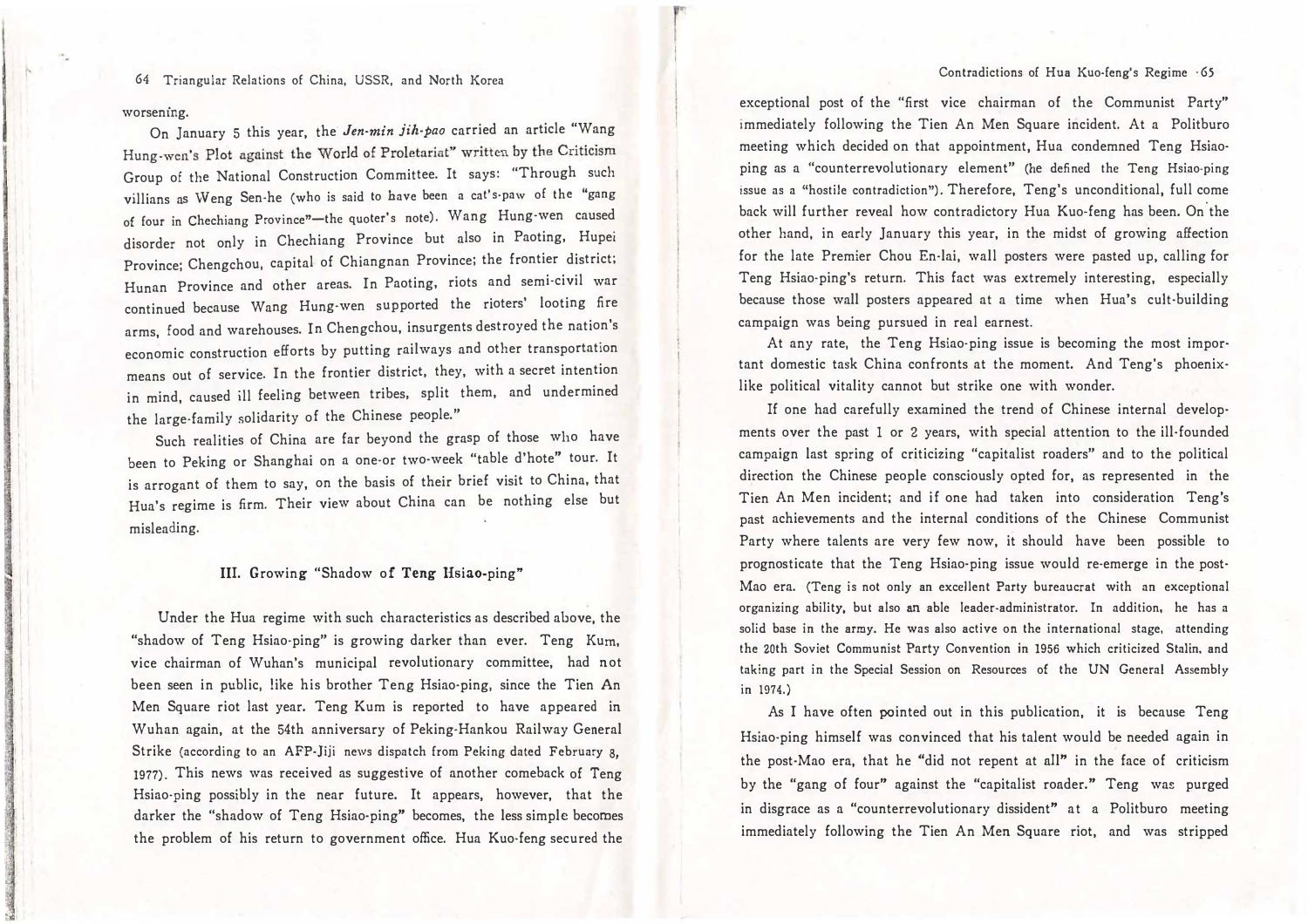worsening.

On January 5 this year, the *Jen-min jih-pao* carried an article "Wang Hung-wen's Plot against the World of Proletariat" written by the Criticism Group of the National Construction Committee. It says: "Through such villians as Weng Sen-he (who is said to have been a cat's-paw of the "gang of four in Chechiang Province"—the quoter's note). Wang Hung-wen caused disorder not only in Chechiang Province but also in Paoting, Hupei Province; Chengchou, capital of Chiangnan Province; the frontier district; Hunan Province and other areas. In Paoting, riots and semi-civil war continued because Wang Hung-wen supported the rioters' looting fire arms, food and warehouses. In Chengchou, insurgents destroyed the nation's economic construction efforts by putting railways and other transportation means out of service. In the frontier district, they, with a secret intention in mind, caused ill feeling between tribes, split them, and undermined the large-family solidarity of the Chinese people."

Such realities of China are far beyond the grasp of those who have been to Peking or Shanghai on a one-or two-week "table d'hote" tour. It is arrogant of them to say, on the basis of their brief visit to China, that Hua's regime is firm. Their view about China can be nothing else but misleading.

## III. Growing "Shadow of Teng Hsiao-ping"

Under the Hua regime with such characteristics as described above, the "shadow of Teng Hsiao-ping" is growing darker than ever. Teng Kum, vice chairman of Wuhan's municipal revolutionary committee, had not been seen in public, like his brother Teng Hsiao-ping, since the Tien An Men Square riot last year. Teng Kum is reported to have appeared in Wuhan again, at the 54th anniversary of Peking-Hankou Railway General Strike (according to an AFP-Jiji news dispatch from Peking dated February 8, 1977). This news was received as suggestive of another comeback of Teng Hsiao-ping possibly in the near future. It appears, however, that the darker the "shadow of Teng Hsiao-ping" becomes, the less simple becomes the problem of his return to government office. Hua Kuo-feng secured the exceptional post of the "first vice chairman of the Communist Party" immediately following the Tien An Men Square incident. At a Politburo meeting which decided on that appointment, Hua condemned Teng Hsiao-ping as a "counterrevolutionary element" (he defined the Teng Hsiao-ping issue as a "hostile contradiction"). Therefore, Teng's unconditional, full come back will further reveal how contradictory Hua Kuo-feng has been. On the other hand, in early January this year, in the midst of growing affection for the late Premier Chou En-lai, wall posters were pasted up, calling for Teng Hsiao-ping's return. This fact was extremely interesting, especially because those wall posters appeared at a time when Hua's cult-building campaign was being pursued in real earnest.

At any rate, the Teng Hsiao-ping issue is becoming the most important domestic task China confronts at the moment. And Teng's phoenix-like political vitality cannot but strike one with wonder.

If one had carefully examined the trend of Chinese internal developments over the past 1 or 2 years, with special attention to the ill-founded campaign last spring of criticizing "capitalist roaders" and to the political direction the Chinese people consciously opted for, as represented in the Tien An Men incident; and if one had taken into consideration Teng's past achievements and the internal conditions of the Chinese Communist Party where talents are very few now, it should have been possible to prognosticate that the Teng Hsiao-ping issue would re-emerge in the post-Mao era. (Teng is not only an excellent Party bureaucrat with an exceptional organizing ability, but also an able leader-administrator. In addition, he has a solid base in the army. He was also active on the international stage, attending the 20th Soviet Communist Party Convention in 1956 which criticized Stalin, and taking part in the Special Session on Resources of the UN General Assembly in 1974.)

As I have often pointed out in this publication, it is because Teng Hsiao-ping himself was convinced that his talent would be needed again in the post-Mao era, that he "did not repent at all" in the face of criticism by the "gang of four" against the "capitalist roader." Teng was purged in disgrace as a "counterrevolutionary dissident" at a Politburo meeting immediately following the Tien An Men Square riot, and was stripped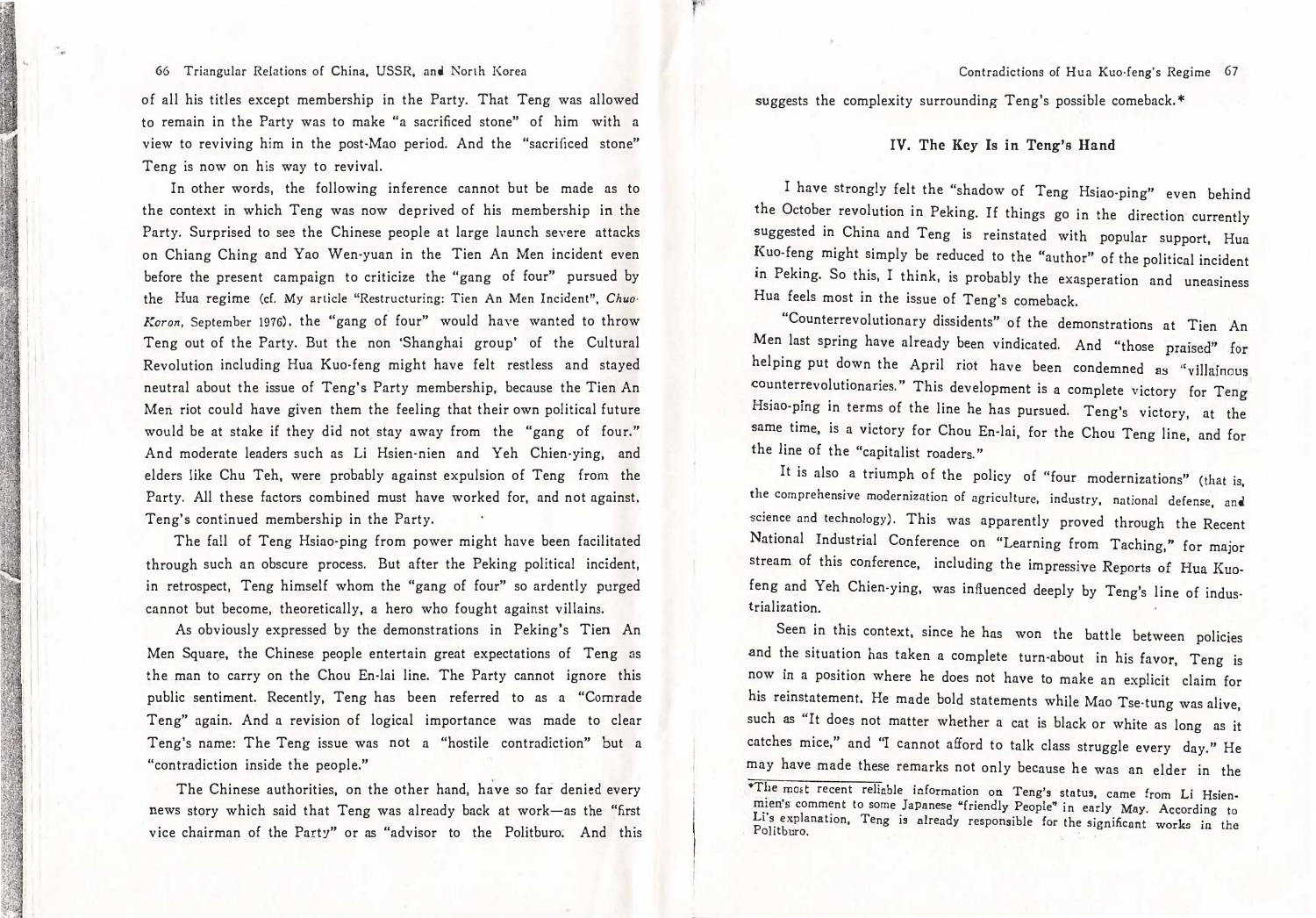of all his titles except membership in the Party. That Teng was allowed to remain in the Party was to make "a sacrificed stone" of him with a view to reviving him in the post-Mao period. And the "sacrificed stone" Teng is now on his way to revival.

In other words, the following inference cannot but be made as to the context in which Teng was now deprived of his membership in the Party. Surprised to see the Chinese people at large launch severe attacks on Chiang Ching and Yao Wen-yuan in the Tien An Men incident even before the present campaign to criticize the "gang of four" pursued by the Hua regime (cf. My article "Restructuring: Tien An Men Incident", *Chuo-Koron*, September 1976), the "gang of four" would have wanted to throw Teng out of the Party. But the non 'Shanghai group' of the Cultural Revolution including Hua Kuo-feng might have felt restless and stayed neutral about the issue of Teng's Party membership, because the Tien An Men riot could have given them the feeling that their own political future would be at stake if they did not stay away from the "gang of four." And moderate leaders such as Li Hsien-nien and Yeh Chien-ying, and elders like Chu Teh, were probably against expulsion of Teng from the Party. All these factors combined must have worked for, and not against, Teng's continued membership in the Party.

The fall of Teng Hsiao-ping from power might have been facilitated through such an obscure process. But after the Peking political incident, in retrospect, Teng himself whom the "gang of four" so ardently purged cannot but become, theoretically, a hero who fought against villains.

As obviously expressed by the demonstrations in Peking's Tien An Men Square, the Chinese people entertain great expectations of Teng as the man to carry on the Chou En-lai line. The Party cannot ignore this public sentiment. Recently, Teng has been referred to as a "Comrade Teng" again. And a revision of logical importance was made to clear Teng's name: The Teng issue was not a "hostile contradiction" but a "contradiction inside the people."

The Chinese authorities, on the other hand, have so far denied every news story which said that Teng was already back at work—as the "first vice chairman of the Party" or as "advisor to the Politburo. And this suggests the complexity surrounding Teng's possible comeback.*

## IV. The Key Is in Teng's Hand

I have strongly felt the "shadow of Teng Hsiao-ping" even behind the October revolution in Peking. If things go in the direction currently suggested in China and Teng is reinstated with popular support, Hua Kuo-feng might simply be reduced to the "author" of the political incident in Peking. So this, I think, is probably the exasperation and uneasiness Hua feels most in the issue of Teng's comeback.

"Counterrevolutionary dissidents" of the demonstrations at Tien An Men last spring have already been vindicated. And "those praised" for helping put down the April riot have been condemned as "villainous counterrevolutionaries." This development is a complete victory for Teng Hsiao-ping in terms of the line he has pursued. Teng's victory, at the same time, is a victory for Chou En-lai, for the Chou Teng line, and for the line of the "capitalist roaders."

It is also a triumph of the policy of "four modernizations" (that is, the comprehensive modernization of agriculture, industry, national defense, and science and technology). This was apparently proved through the Recent National Industrial Conference on "Learning from Taching," for major stream of this conference, including the impressive Reports of Hua Kuo-feng and Yeh Chien-ying, was influenced deeply by Teng's line of industrialization.

Seen in this context, since he has won the battle between policies and the situation has taken a complete turn-about in his favor, Teng is now in a position where he does not have to make an explicit claim for his reinstatement. He made bold statements while Mao Tse-tung was alive, such as "It does not matter whether a cat is black or white as long as it catches mice," and "I cannot afford to talk class struggle every day." He may have made these remarks not only because he was an elder in the

*The most recent reliable information on Teng's status, came from Li Hsien-mien's comment to some Japanese "friendly People" in early May. According to Li's explanation, Teng is already responsible for the significant works in the Politburo.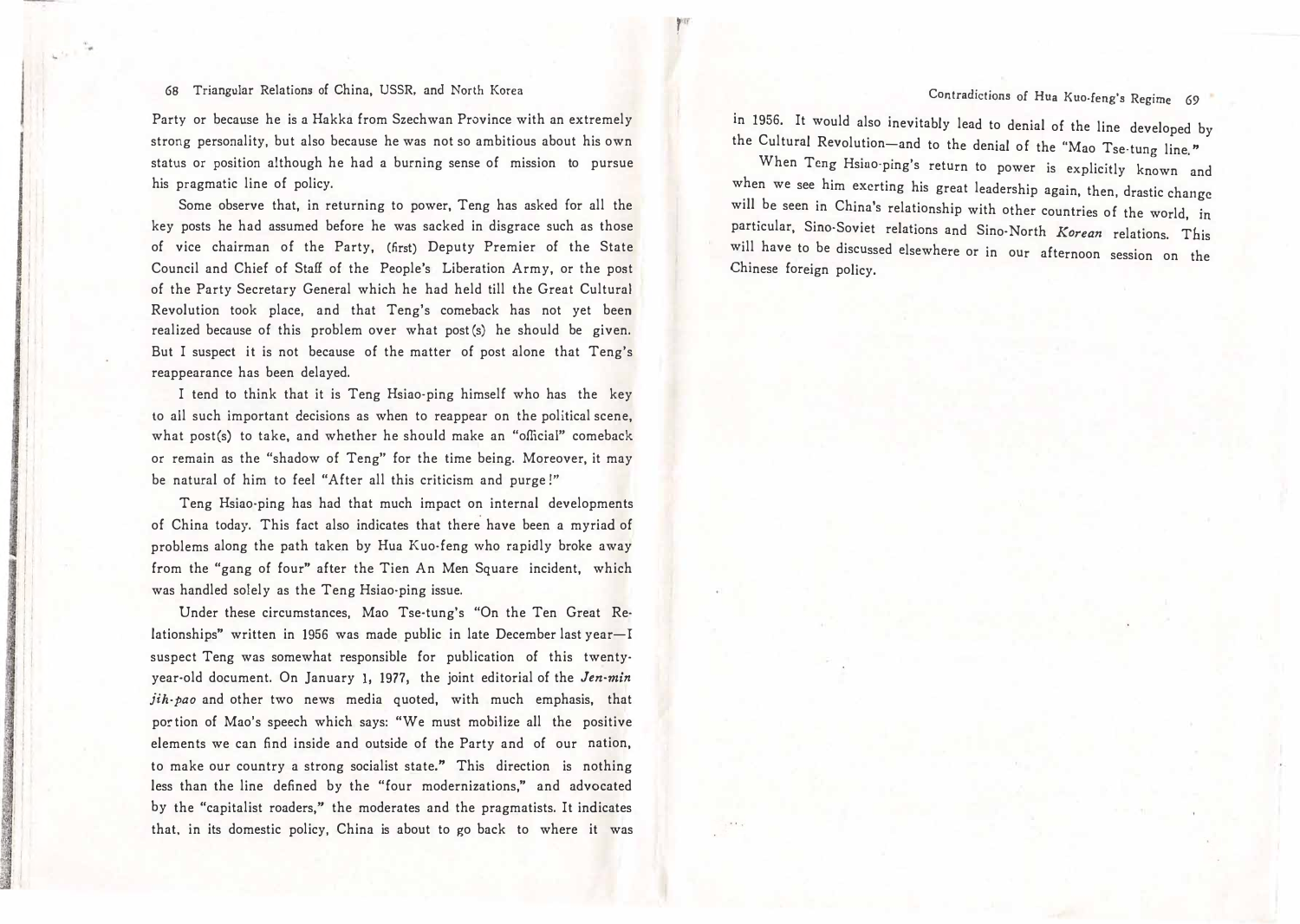Party or because he is a Hakka from Szechwan Province with an extremely strong personality, but also because he was not so ambitious about his own status or position although he had a burning sense of mission to pursue his pragmatic line of policy.

Some observe that, in returning to power, Teng has asked for all the key posts he had assumed before he was sacked in disgrace such as those of vice chairman of the Party, (first) Deputy Premier of the State Council and Chief of Staff of the People's Liberation Army, or the post of the Party Secretary General which he had held till the Great Cultural Revolution took place, and that Teng's comeback has not yet been realized because of this problem over what post(s) he should be given. But I suspect it is not because of the matter of post alone that Teng's reappearance has been delayed.

I tend to think that it is Teng Hsiao-ping himself who has the key to all such important decisions as when to reappear on the political scene, what post(s) to take, and whether he should make an "official" comeback or remain as the "shadow of Teng" for the time being. Moreover, it may be natural of him to feel "After all this criticism and purge!"

Teng Hsiao-ping has had that much impact on internal developments of China today. This fact also indicates that there have been a myriad of problems along the path taken by Hua Kuo-feng who rapidly broke away from the "gang of four" after the Tien An Men Square incident, which was handled solely as the Teng Hsiao-ping issue.

Under these circumstances, Mao Tse-tung's "On the Ten Great Relationships" written in 1956 was made public in late December last year—I suspect Teng was somewhat responsible for publication of this twenty-year-old document. On January 1, 1977, the joint editorial of the *Jen-min jih-pao* and other two news media quoted, with much emphasis, that portion of Mao's speech which says: "We must mobilize all the positive elements we can find inside and outside of the Party and of our nation, to make our country a strong socialist state." This direction is nothing less than the line defined by the "four modernizations," and advocated by the "capitalist roaders," the moderates and the pragmatists. It indicates that, in its domestic policy, China is about to go back to where it was in 1956. It would also inevitably lead to denial of the line developed by the Cultural Revolution—and to the denial of the "Mao Tse-tung line."

When Teng Hsiao-ping's return to power is explicitly known and when we see him exerting his great leadership again, then, drastic change will be seen in China's relationship with other countries of the world, in particular, Sino-Soviet relations and Sino-North *Korean* relations. This will have to be discussed elsewhere or in our afternoon session on the Chinese foreign policy.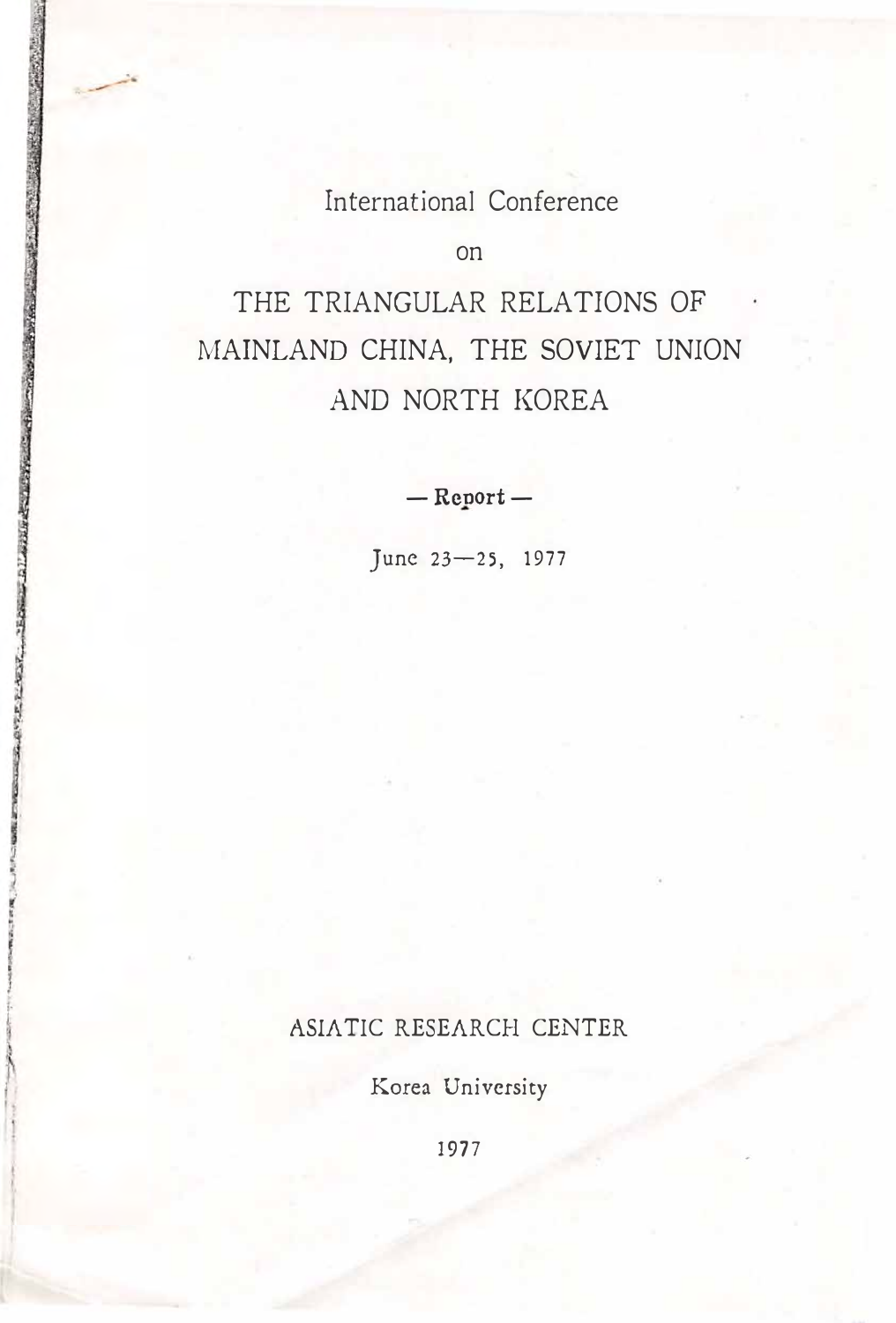International Conference

on

# THE TRIANGULAR RELATIONS OF MAINLAND CHINA, THE SOVIET UNION AND NORTH KOREA

— Report —

June 23—25, 1977

ASIATIC RESEARCH CENTER

Korea University

1977